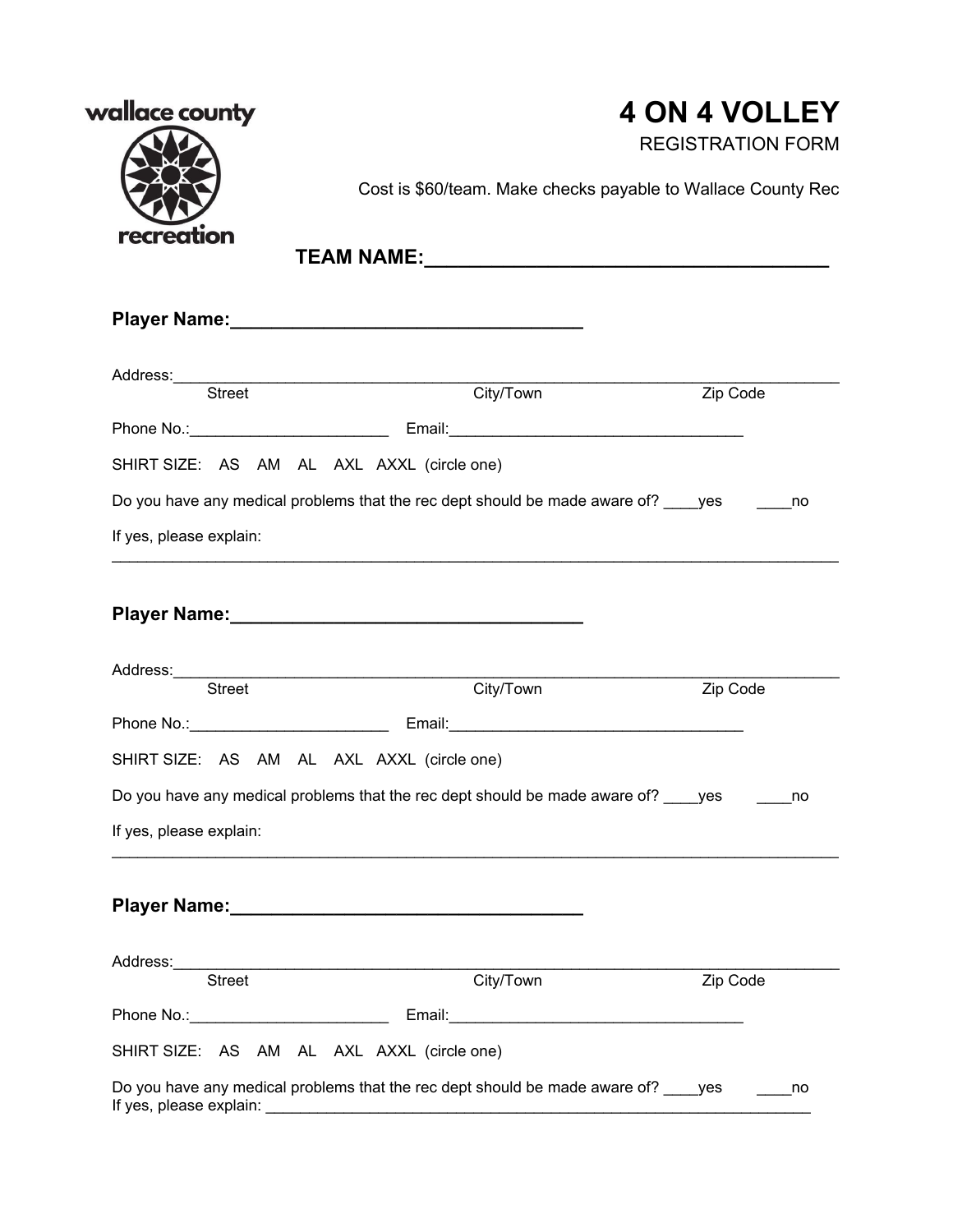wallace county

recreation

# 4 ON 4 VOLLEY

REGISTRATION FORM

Cost is $60/team. Make checks payable to Wallace County Rec

**TEAM NAME:____________________________________**

**Player Name:_________________________________**

Address:_______________________________________________________________________________
Street City/Town Zip Code

Phone No.:______________________ Email:________________________________

SHIRT SIZE: AS AM AL AXL AXXL (circle one)

Do you have any medical problems that the rec dept should be made aware of? ____yes ____no

If yes, please explain:
_______________________________________________________________________________

**Player Name:_________________________________**

Address:_______________________________________________________________________________
Street City/Town Zip Code

Phone No.:______________________ Email:________________________________

SHIRT SIZE: AS AM AL AXL AXXL (circle one)

Do you have any medical problems that the rec dept should be made aware of? ____yes ____no

If yes, please explain:
_______________________________________________________________________________

**Player Name:_________________________________**

Address:_______________________________________________________________________________
Street City/Town Zip Code

Phone No.:______________________ Email:________________________________

SHIRT SIZE: AS AM AL AXL AXXL (circle one)

Do you have any medical problems that the rec dept should be made aware of? ____yes ____no
If yes, please explain: ______________________________________________________________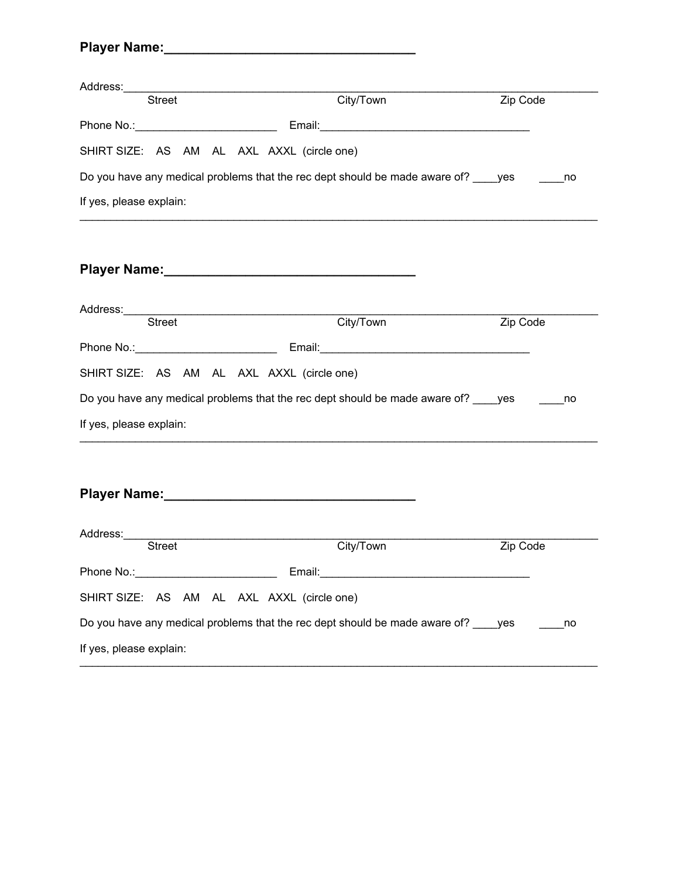**Player Name:___________________________________**

Address:_______________________________________________________________________________
Street City/Town Zip Code

Phone No.:_______________________ Email:__________________________________

SHIRT SIZE: AS AM AL AXL AXXL (circle one)

Do you have any medical problems that the rec dept should be made aware of? ____yes ____no

If yes, please explain:
_______________________________________________________________________________

**Player Name:___________________________________**

Address:_______________________________________________________________________________
Street City/Town Zip Code

Phone No.:_______________________ Email:__________________________________

SHIRT SIZE: AS AM AL AXL AXXL (circle one)

Do you have any medical problems that the rec dept should be made aware of? ____yes ____no

If yes, please explain:
_______________________________________________________________________________

**Player Name:___________________________________**

Address:_______________________________________________________________________________
Street City/Town Zip Code

Phone No.:_______________________ Email:__________________________________

SHIRT SIZE: AS AM AL AXL AXXL (circle one)

Do you have any medical problems that the rec dept should be made aware of? ____yes ____no

If yes, please explain:
_______________________________________________________________________________